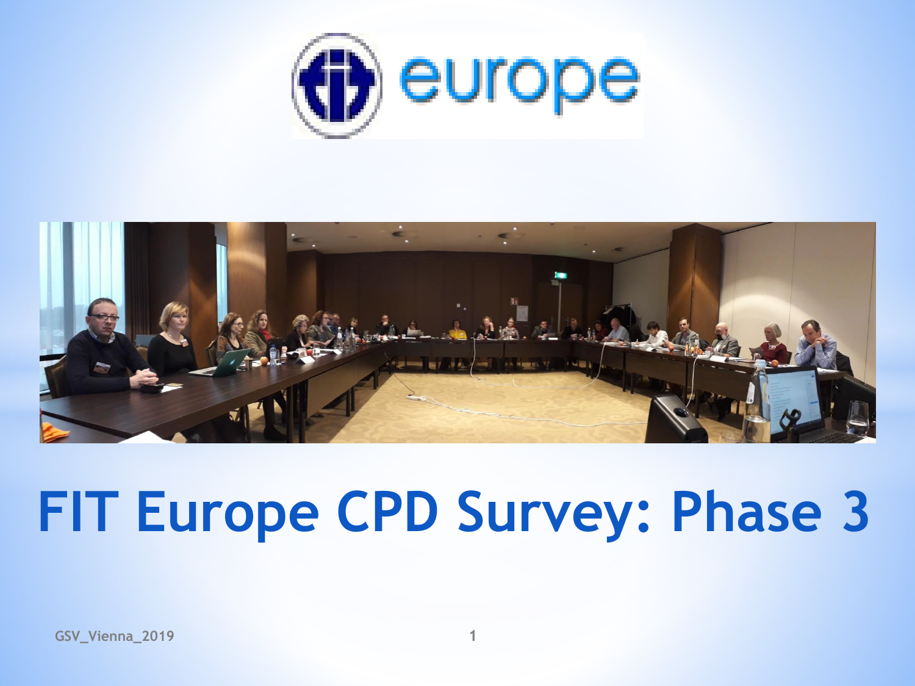# FIT Europe CPD Survey: Phase 3

GSV_Vienna_2019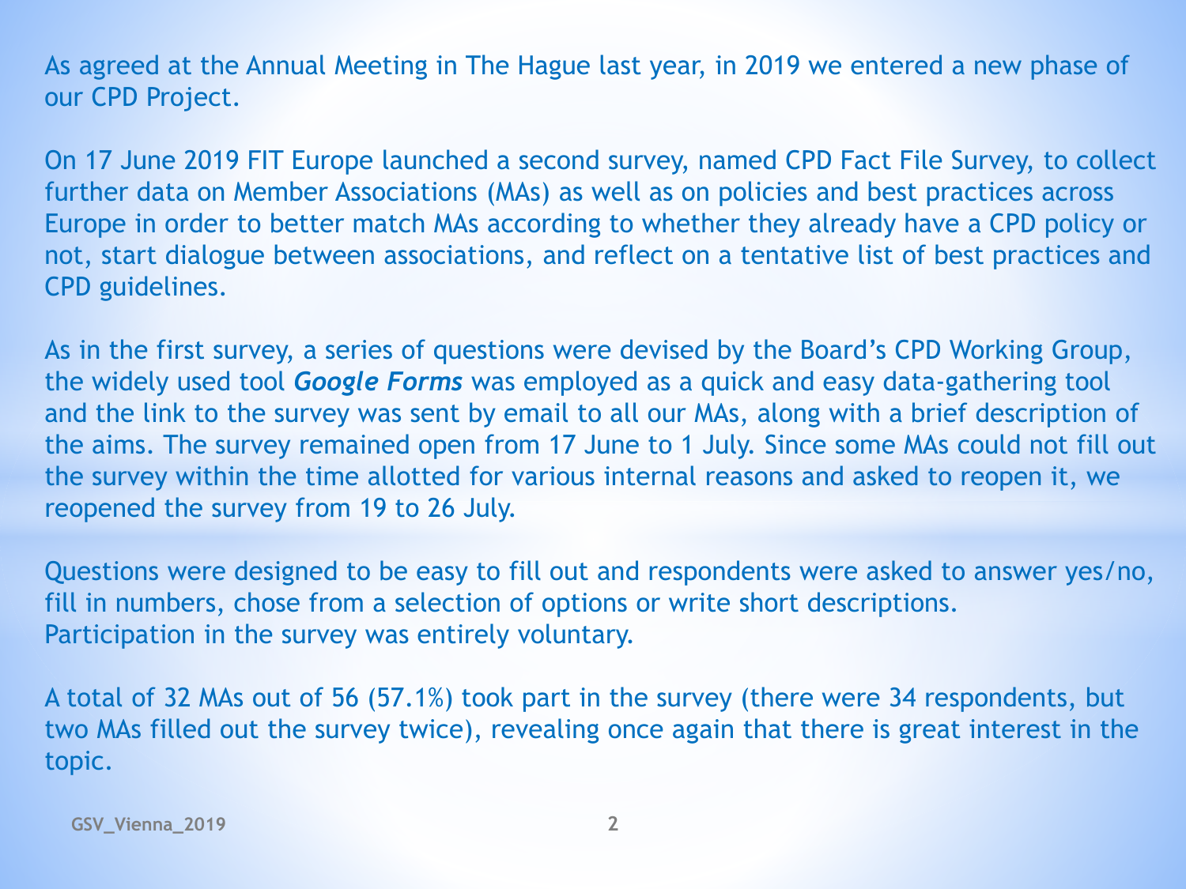As agreed at the Annual Meeting in The Hague last year, in 2019 we entered a new phase of our CPD Project.

On 17 June 2019 FIT Europe launched a second survey, named CPD Fact File Survey, to collect further data on Member Associations (MAs) as well as on policies and best practices across Europe in order to better match MAs according to whether they already have a CPD policy or not, start dialogue between associations, and reflect on a tentative list of best practices and CPD guidelines.

As in the first survey, a series of questions were devised by the Board's CPD Working Group, the widely used tool ***Google Forms*** was employed as a quick and easy data-gathering tool and the link to the survey was sent by email to all our MAs, along with a brief description of the aims. The survey remained open from 17 June to 1 July. Since some MAs could not fill out the survey within the time allotted for various internal reasons and asked to reopen it, we reopened the survey from 19 to 26 July.

Questions were designed to be easy to fill out and respondents were asked to answer yes/no, fill in numbers, chose from a selection of options or write short descriptions. Participation in the survey was entirely voluntary.

A total of 32 MAs out of 56 (57.1%) took part in the survey (there were 34 respondents, but two MAs filled out the survey twice), revealing once again that there is great interest in the topic.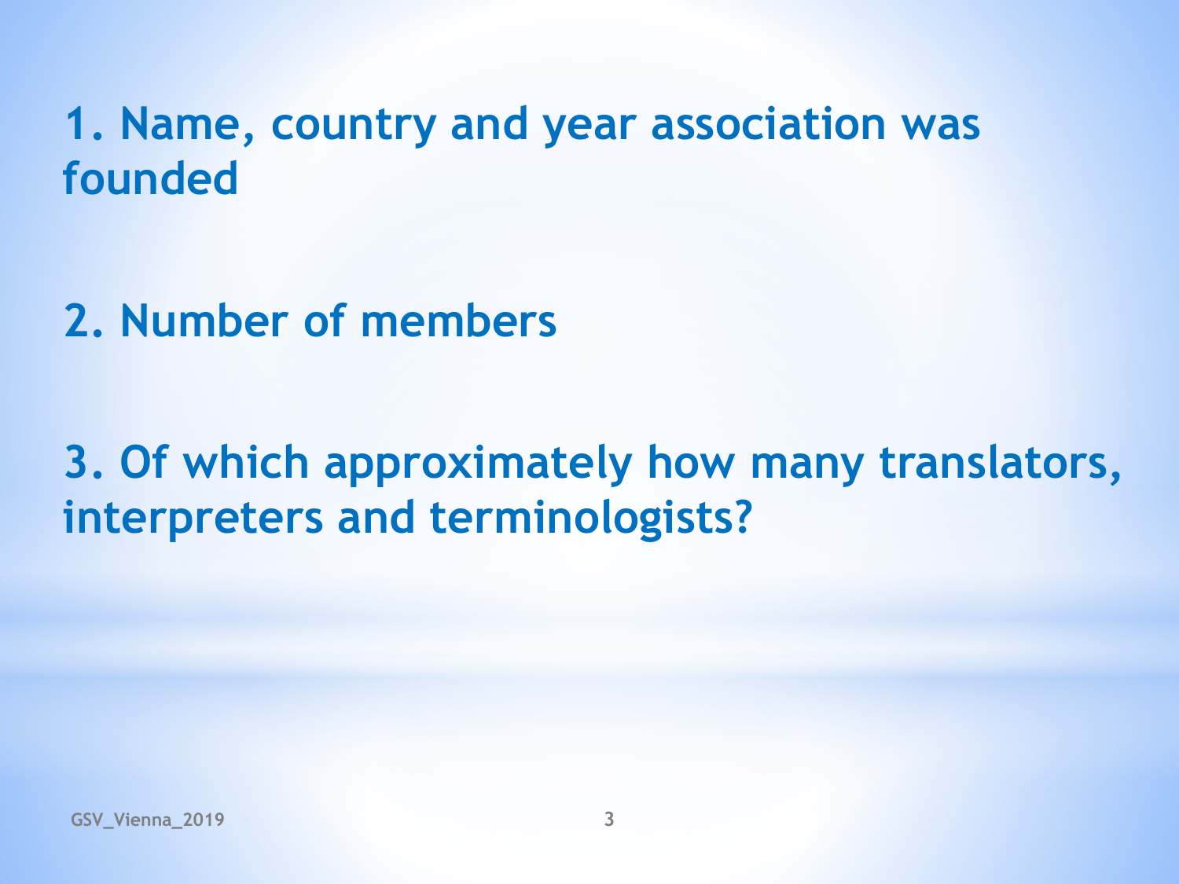1. Name, country and year association was founded

2. Number of members

3. Of which approximately how many translators, interpreters and terminologists?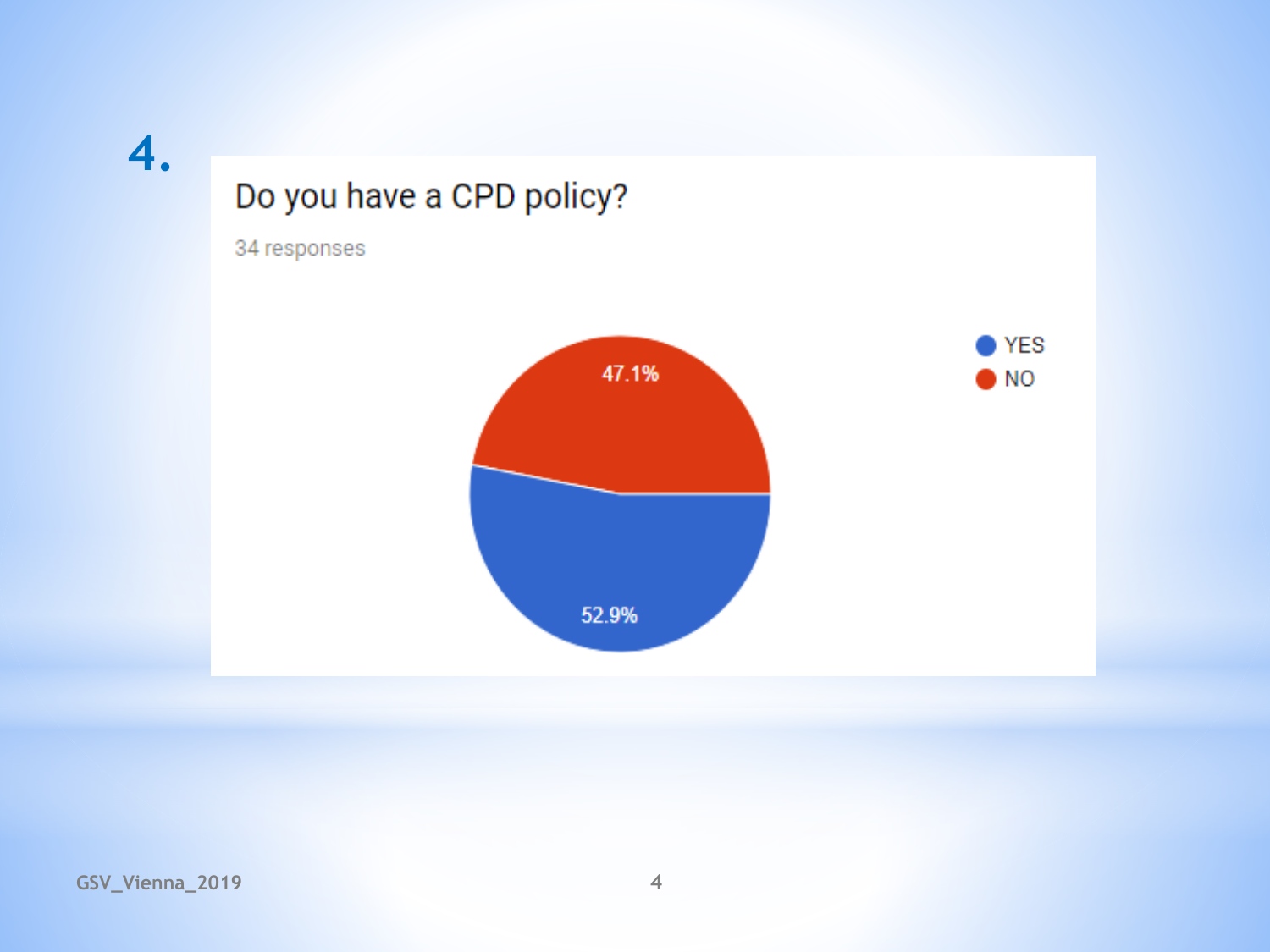# 4.

## Do you have a CPD policy?

34 responses

- YES: 52.9%
- NO: 47.1%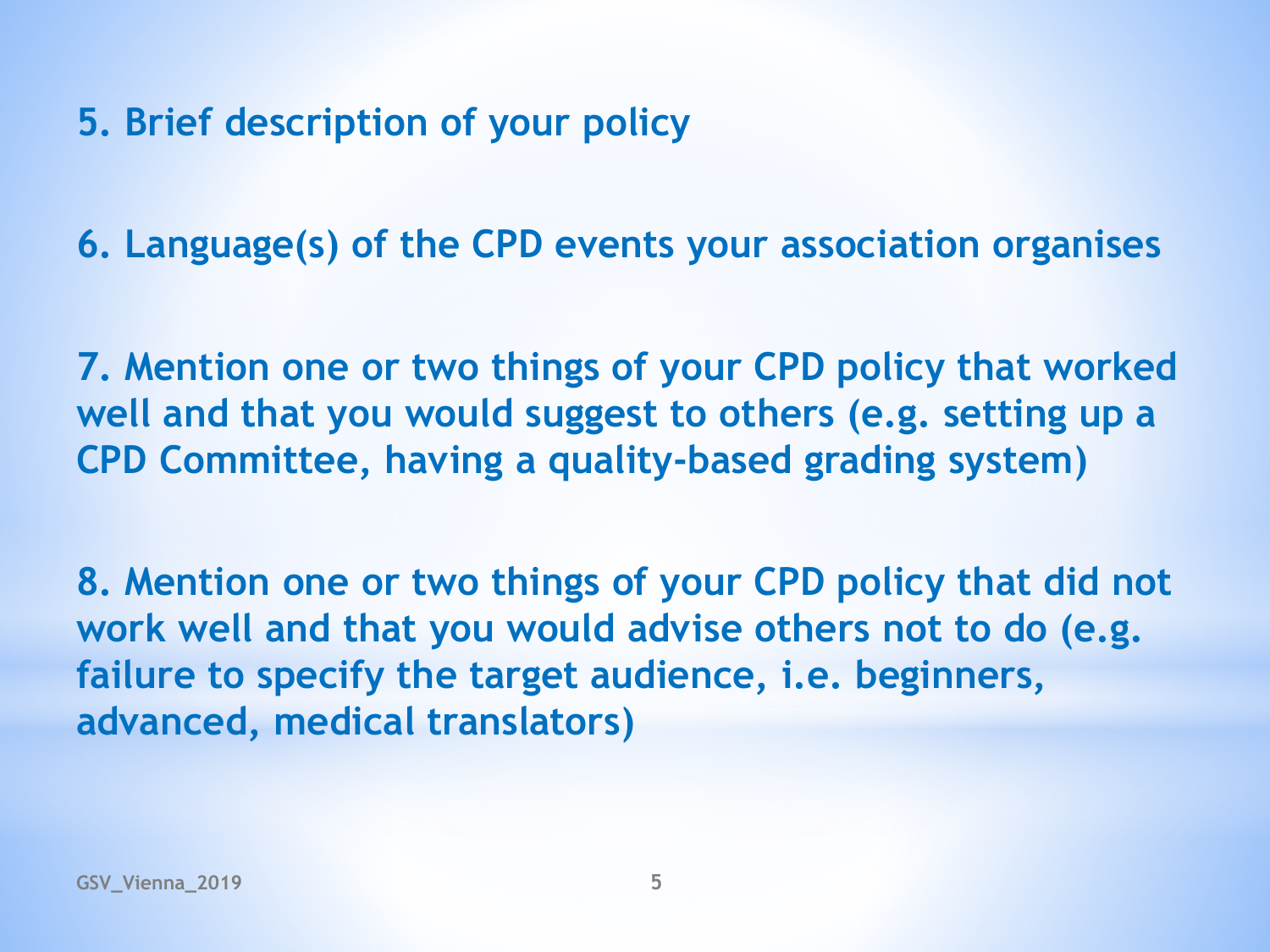5. Brief description of your policy

6. Language(s) of the CPD events your association organises

7. Mention one or two things of your CPD policy that worked well and that you would suggest to others (e.g. setting up a CPD Committee, having a quality-based grading system)

8. Mention one or two things of your CPD policy that did not work well and that you would advise others not to do (e.g. failure to specify the target audience, i.e. beginners, advanced, medical translators)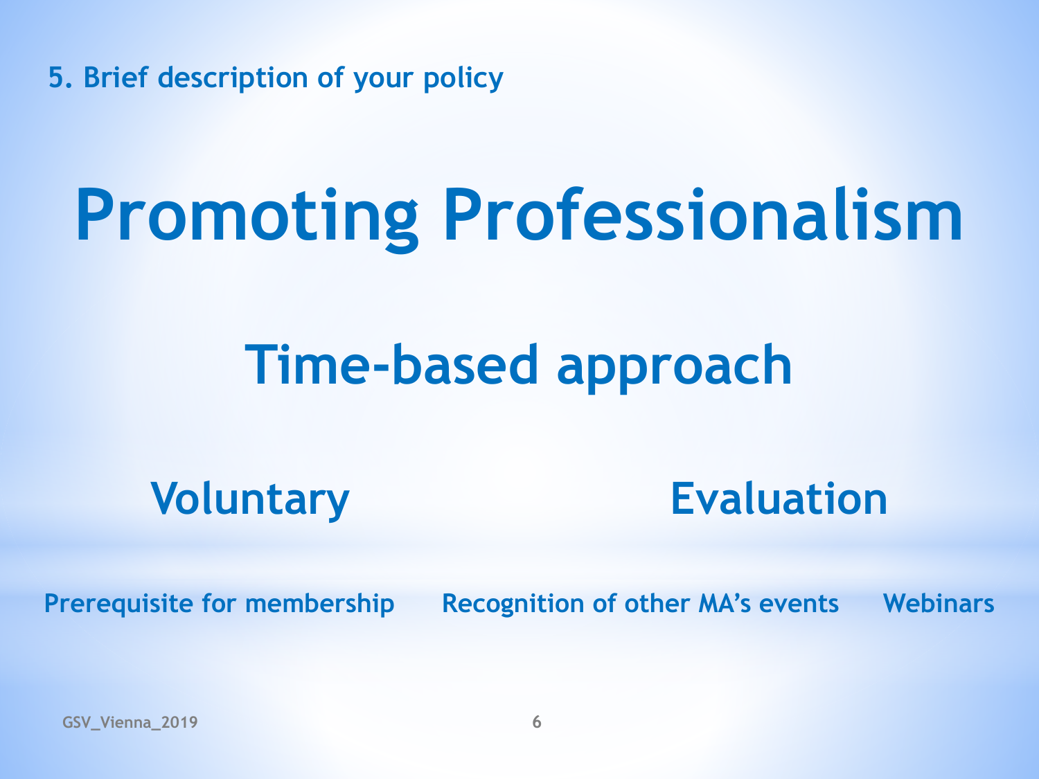## 5. Brief description of your policy

# Promoting Professionalism

## Time-based approach

### Voluntary

### Evaluation

**Prerequisite for membership**

**Recognition of other MA's events**

**Webinars**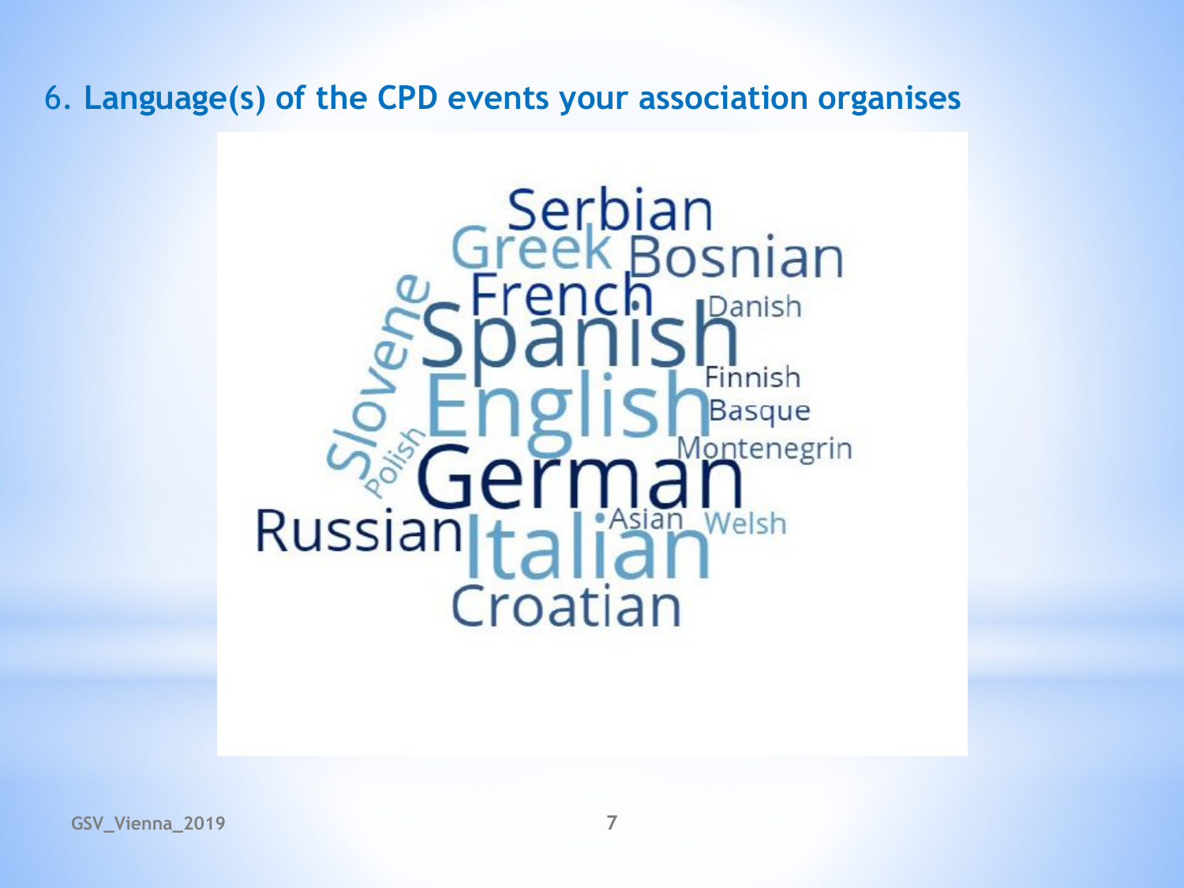## 6. Language(s) of the CPD events your association organises

Serbian
Greek
Bosnian
French
Slovene
Spanish
Danish
English
Finnish
Basque
Polish
German
Montenegrin
Russian
Italian
Asian
Welsh
Croatian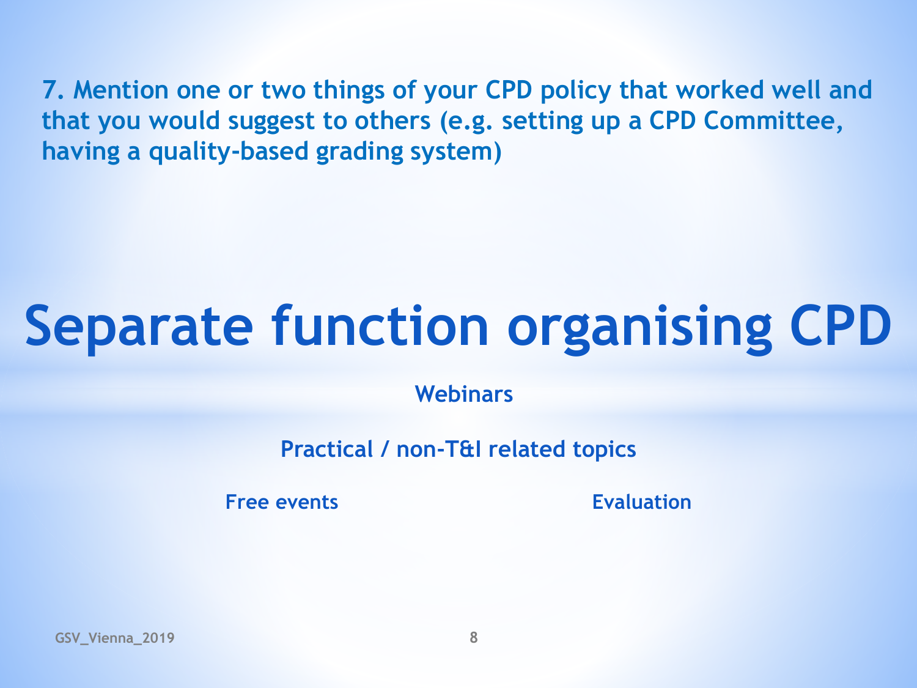**7. Mention one or two things of your CPD policy that worked well and that you would suggest to others (e.g. setting up a CPD Committee, having a quality-based grading system)**

# Separate function organising CPD

**Webinars**

**Practical / non-T&I related topics**

**Free events**

**Evaluation**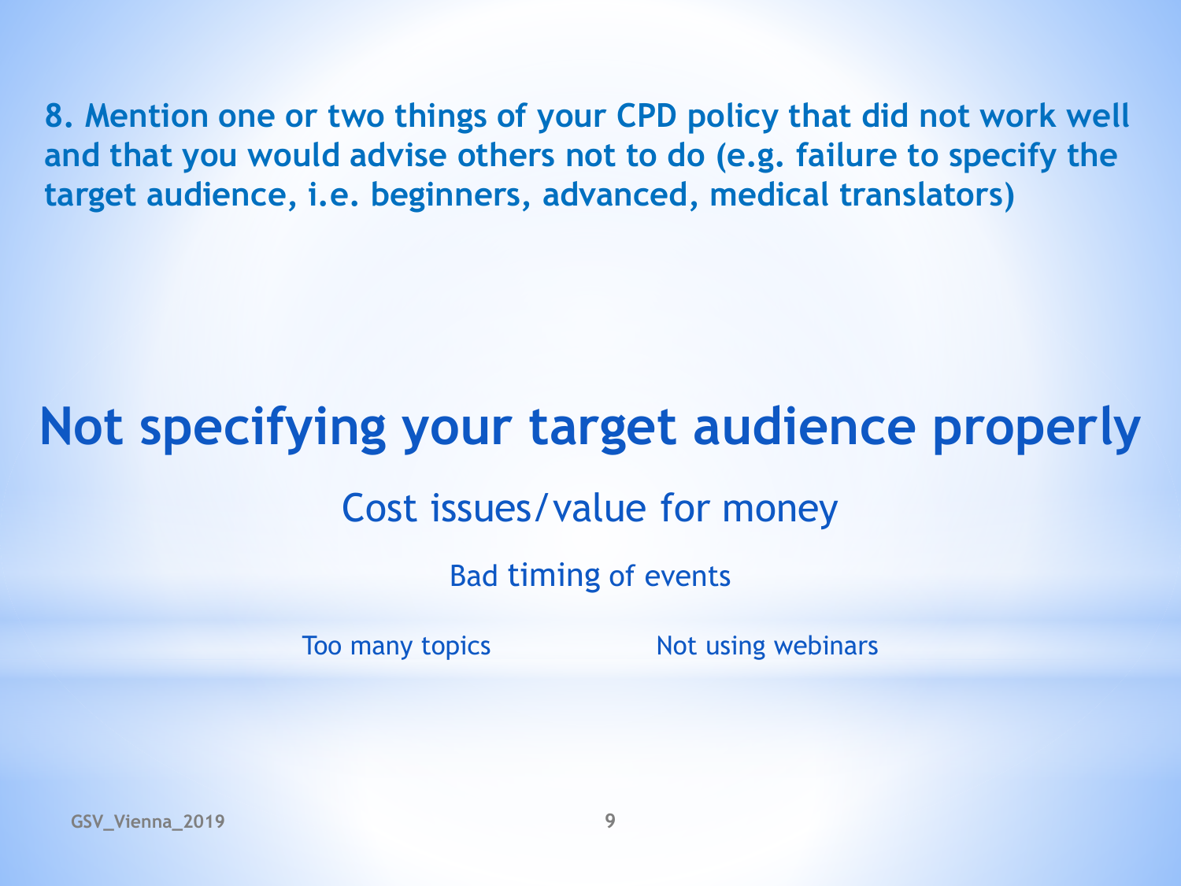**8. Mention one or two things of your CPD policy that did not work well and that you would advise others not to do (e.g. failure to specify the target audience, i.e. beginners, advanced, medical translators)**

# Not specifying your target audience properly

## Cost issues/value for money

### Bad timing of events

Too many topics

Not using webinars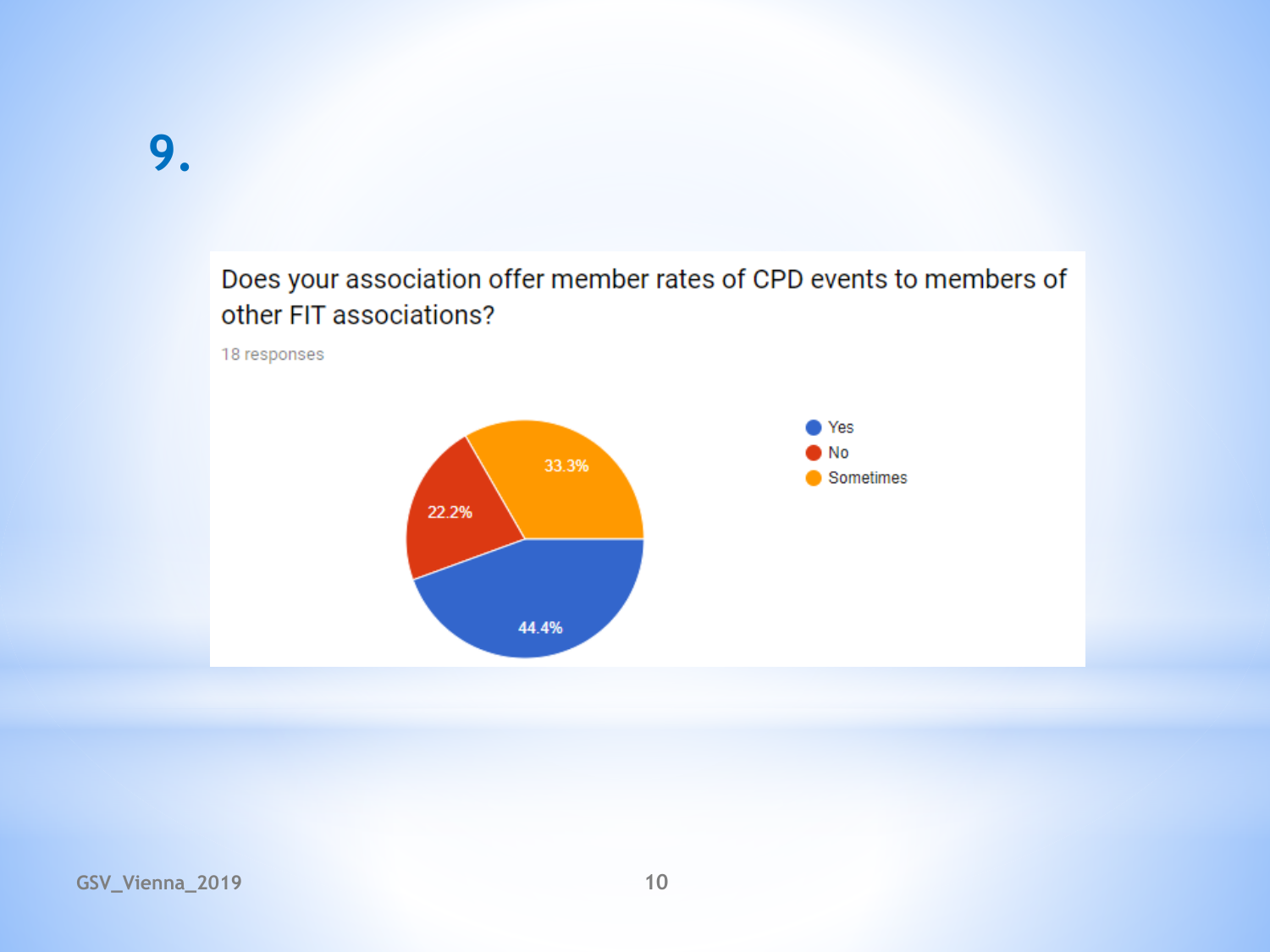# 9.

Does your association offer member rates of CPD events to members of other FIT associations?

18 responses

| Response | Percentage |
| --- | --- |
| Yes | 44.4% |
| No | 22.2% |
| Sometimes | 33.3% |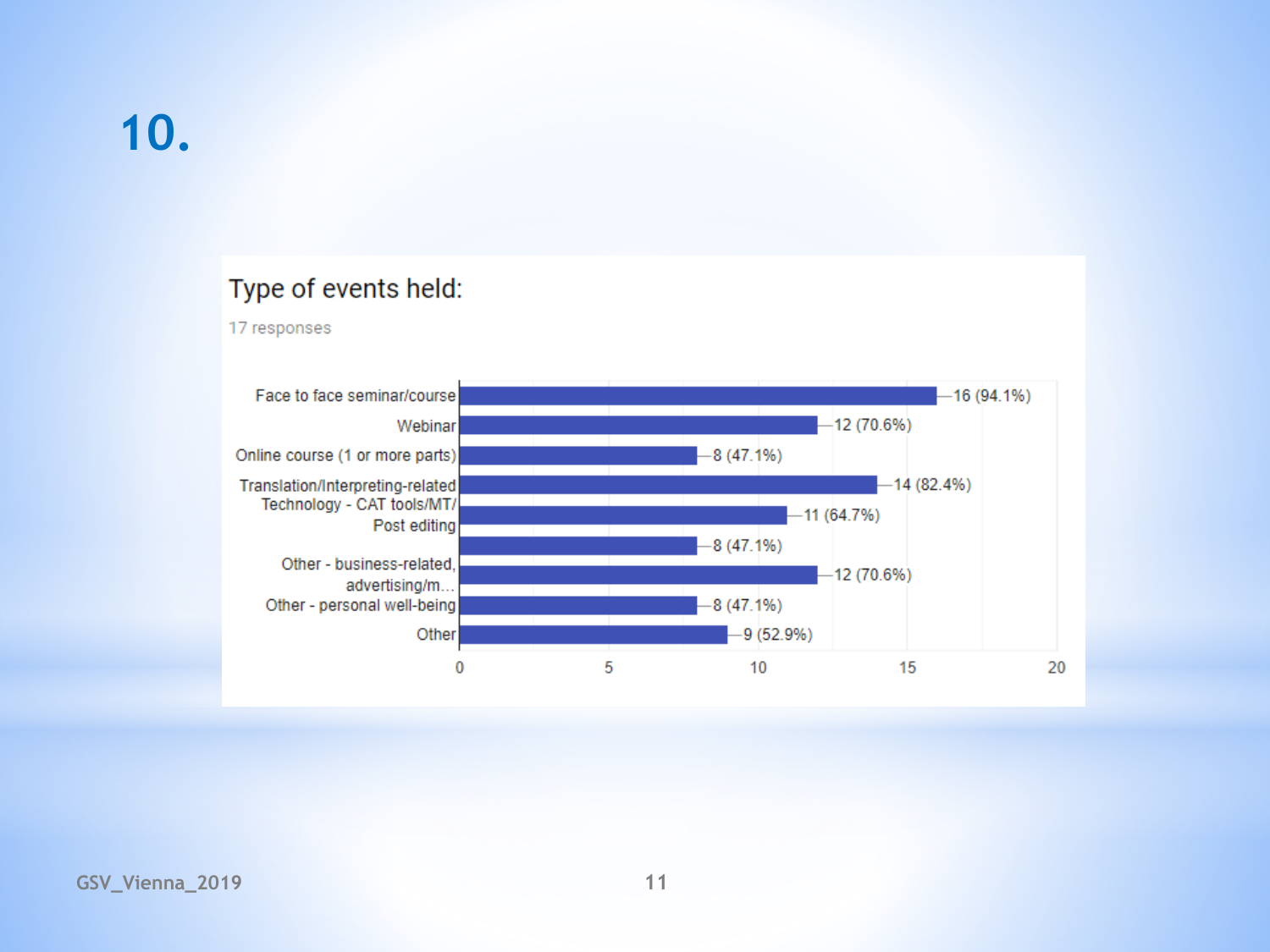# 10.

## Type of events held:

17 responses

| Type of event | Responses |
| --- | --- |
| Face to face seminar/course | 16 (94.1%) |
| Webinar | 12 (70.6%) |
| Online course (1 or more parts) | 8 (47.1%) |
| Translation/Interpreting-related | 14 (82.4%) |
| Technology - CAT tools/MT/ | 11 (64.7%) |
| Post editing | 8 (47.1%) |
| Other - business-related, advertising/m... | 12 (70.6%) |
| Other - personal well-being | 8 (47.1%) |
| Other | 9 (52.9%) |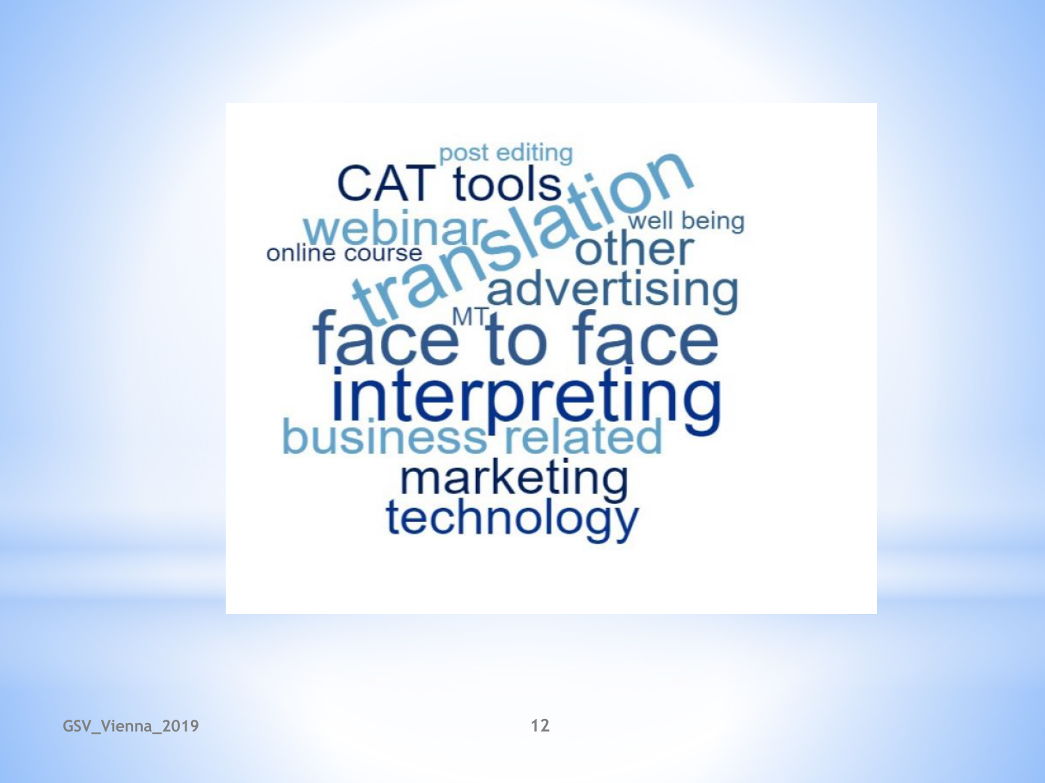post editing

CAT tools

translation

webinar

well being

online course

other

advertising

MT

face to face

interpreting

business related

marketing

technology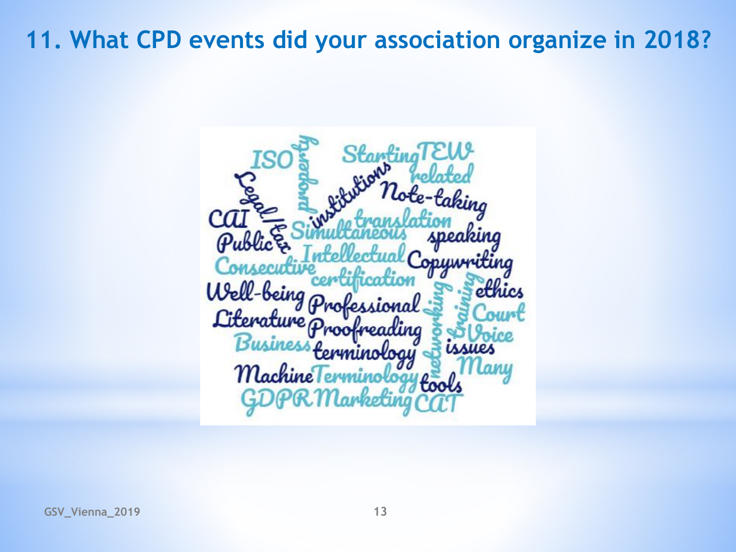# 11. What CPD events did your association organize in 2018?

ISO property Starting TEW related institutions Note-taking Legal/tax CAI translation Public Simultaneous speaking Intellectual Copywriting Consecutive certification Well-being Professional networking training ethics Literature Proofreading Court Voice Business terminology issues Machine Terminology tools Many GDPR Marketing CAT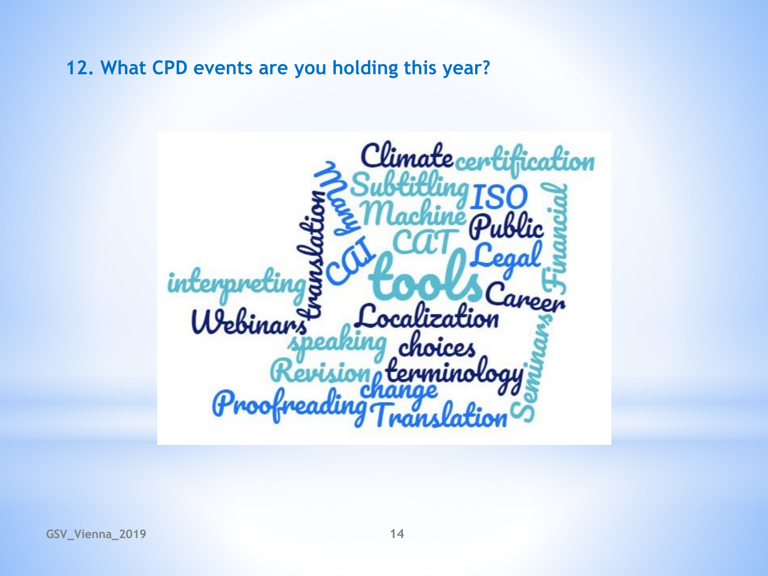## 12. What CPD events are you holding this year?

Climate certification
Subtitling ISO
Many translation Machine Public
CAT Financial
CAI Legal
interpreting tools Career
Webinars Localization
speaking choices
Revision terminology Seminars
change
Proofreading Translation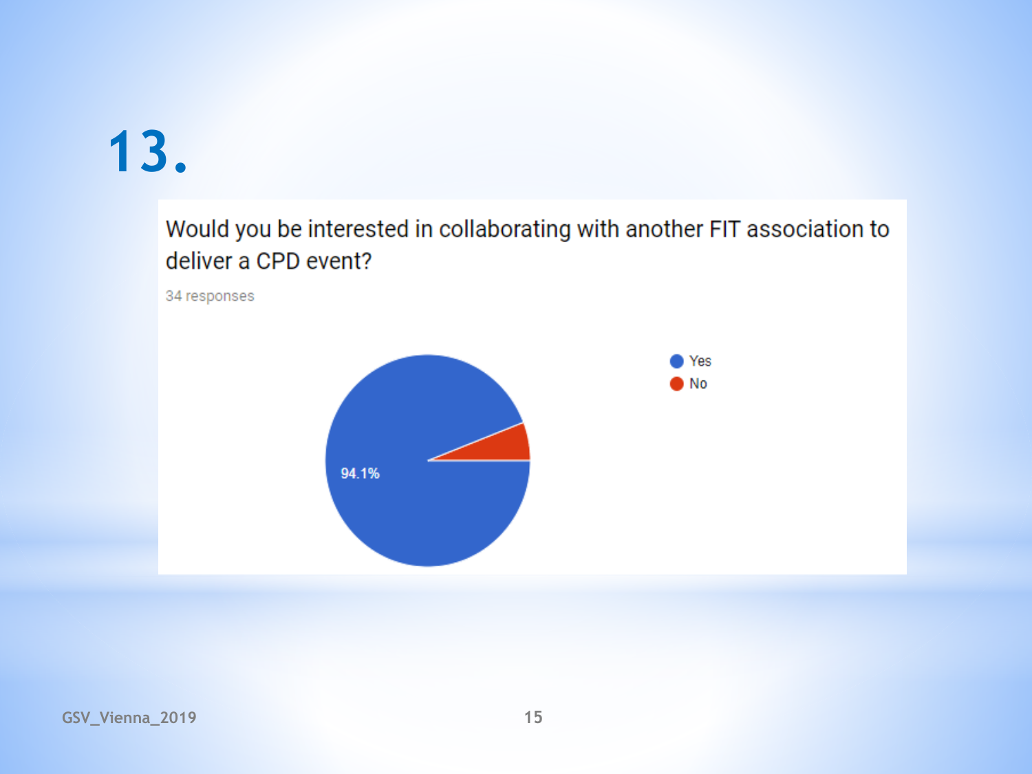# 13.

Would you be interested in collaborating with another FIT association to deliver a CPD event?

34 responses

- Yes
- No

94.1%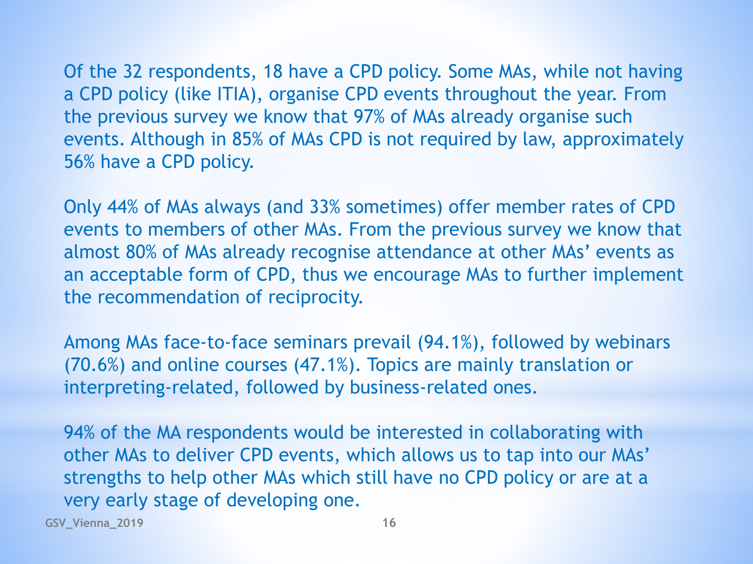Of the 32 respondents, 18 have a CPD policy. Some MAs, while not having a CPD policy (like ITIA), organise CPD events throughout the year. From the previous survey we know that 97% of MAs already organise such events. Although in 85% of MAs CPD is not required by law, approximately 56% have a CPD policy.

Only 44% of MAs always (and 33% sometimes) offer member rates of CPD events to members of other MAs. From the previous survey we know that almost 80% of MAs already recognise attendance at other MAs' events as an acceptable form of CPD, thus we encourage MAs to further implement the recommendation of reciprocity.

Among MAs face-to-face seminars prevail (94.1%), followed by webinars (70.6%) and online courses (47.1%). Topics are mainly translation or interpreting-related, followed by business-related ones.

94% of the MA respondents would be interested in collaborating with other MAs to deliver CPD events, which allows us to tap into our MAs' strengths to help other MAs which still have no CPD policy or are at a very early stage of developing one.